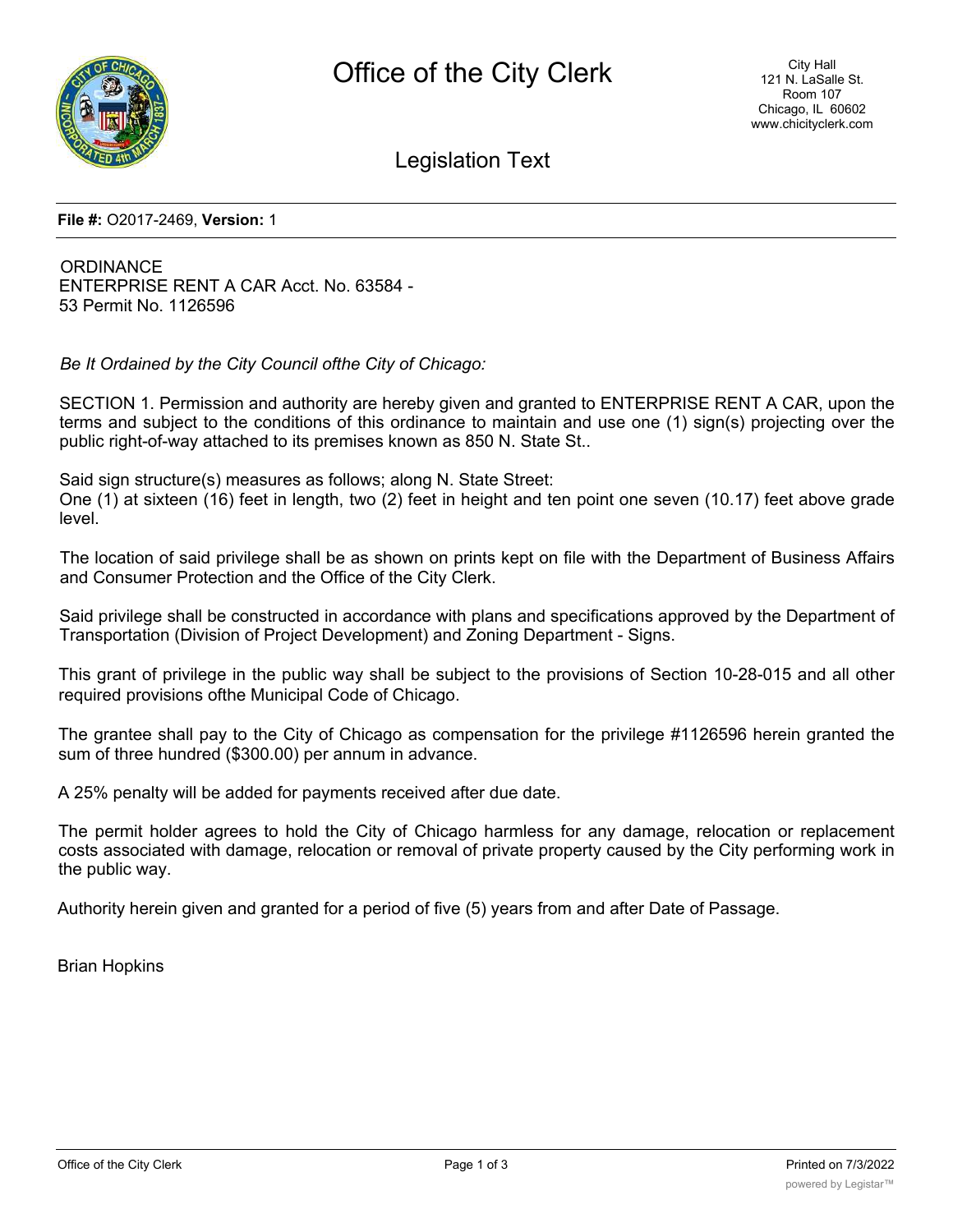# Office of the City Clerk

City Hall
121 N. LaSalle St.
Room 107
Chicago, IL 60602
www.chicityclerk.com

## Legislation Text

**File #:** O2017-2469, **Version:** 1

ORDINANCE
ENTERPRISE RENT A CAR Acct. No. 63584 - 53 Permit No. 1126596

*Be It Ordained by the City Council ofthe City of Chicago:*

SECTION 1. Permission and authority are hereby given and granted to ENTERPRISE RENT A CAR, upon the terms and subject to the conditions of this ordinance to maintain and use one (1) sign(s) projecting over the public right-of-way attached to its premises known as 850 N. State St..

Said sign structure(s) measures as follows; along N. State Street:
One (1) at sixteen (16) feet in length, two (2) feet in height and ten point one seven (10.17) feet above grade level.

The location of said privilege shall be as shown on prints kept on file with the Department of Business Affairs and Consumer Protection and the Office of the City Clerk.

Said privilege shall be constructed in accordance with plans and specifications approved by the Department of Transportation (Division of Project Development) and Zoning Department - Signs.

This grant of privilege in the public way shall be subject to the provisions of Section 10-28-015 and all other required provisions ofthe Municipal Code of Chicago.

The grantee shall pay to the City of Chicago as compensation for the privilege #1126596 herein granted the sum of three hundred ($300.00) per annum in advance.

A 25% penalty will be added for payments received after due date.

The permit holder agrees to hold the City of Chicago harmless for any damage, relocation or replacement costs associated with damage, relocation or removal of private property caused by the City performing work in the public way.

Authority herein given and granted for a period of five (5) years from and after Date of Passage.

Brian Hopkins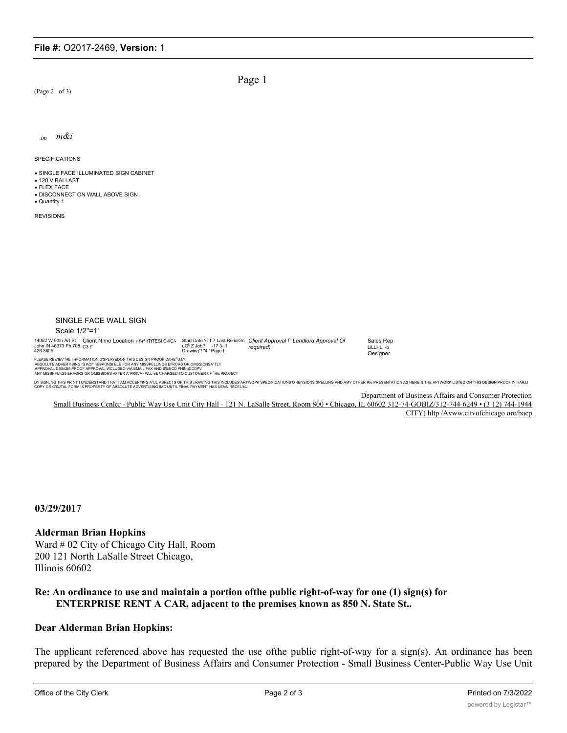Page 1

(Page 2 of 3)

*im m&i*

SPECIFICATIONS

- SINGLE FACE ILLUMINATED SIGN CABINET
- 120 V BALLAST
- FLEX FACE
- DISCONNECT ON WALL ABOVE SIGN
- Quantity 1

REVISIONS

SINGLE FACE WALL SIGN

Scale 1/2"=1'

14052 W 90th Art St John IN 46373 Ph 708 426 3fl05 Client Nime Location « f-r' tTtTESI C-iiC/- C3 t* Start Date ?i 1 7 Last Re isiGn uG' Z Job? -17 3- 1 Drawing*! "4 ' Page l *Client Approval f" Landlord Approval Of required)* Sales Rep LiLLHL. -b Oes'gner

FLEASE REw'IEV 'HE I -(FORMATION D'SPLAYEDON THIS DESIGN PROOF CAHE'UJ.Y ABSOLUTE ADVERTISING IS KOI" nESPONSt BLE FOR ANY MISSPELLINGS ERRORS OR OMSSIONSA'TLfl APPROVAL CESIGM PROOF APPROVAL WCLUDEO VIA EMAIL FAX AND S'GNCD PHINttDCOPV ANY MISSPFUI\G3 ERRORS OR OMISSIONS AFTER A"PR0VA^ WLL eE CHARGED TO CUSTOMER CF 'HE PROJECT

DY SiSNJNG THIS PR NT I UNDERSTAND THAT I AM ACCEPTING A1JL ASPECTS OF THIS :RAWING THIS INCLUDES ARTWQPK SPECIFICATIONS O -IENSIONS SPELLING AND AMY OTHER Rfe PRESENTATION AS HERE N THE APTWORK LISTED ON THIS DESIGN PROOF IN HARJJ COPY OR O'GJTAL FORM IS PROPERTY OF ABSOLUTE ADVERTISING IMC UNTIL FINAL PAYMENT HAS UEfcN RECEIJbU

Department of Business Affairs and Consumer Protection
Small Business Ccnlcr - Public Way Use Unit City Hall - 121 N. LaSalle Street, Room 800 • Chicago, IL 60602 312-74-GOBIZ/312-744-6249 • (3 12) 744-1944
CITY) hltp /Avww.citvofchicago ore/bacp

**03/29/2017**

**Alderman Brian Hopkins**
Ward # 02 City of Chicago City Hall, Room 200 121 North LaSalle Street Chicago, Illinois 60602

**Re: An ordinance to use and maintain a portion ofthe public right-of-way for one (1) sign(s) for ENTERPRISE RENT A CAR, adjacent to the premises known as 850 N. State St..**

**Dear Alderman Brian Hopkins:**

The applicant referenced above has requested the use ofthe public right-of-way for a sign(s). An ordinance has been prepared by the Department of Business Affairs and Consumer Protection - Small Business Center-Public Way Use Unit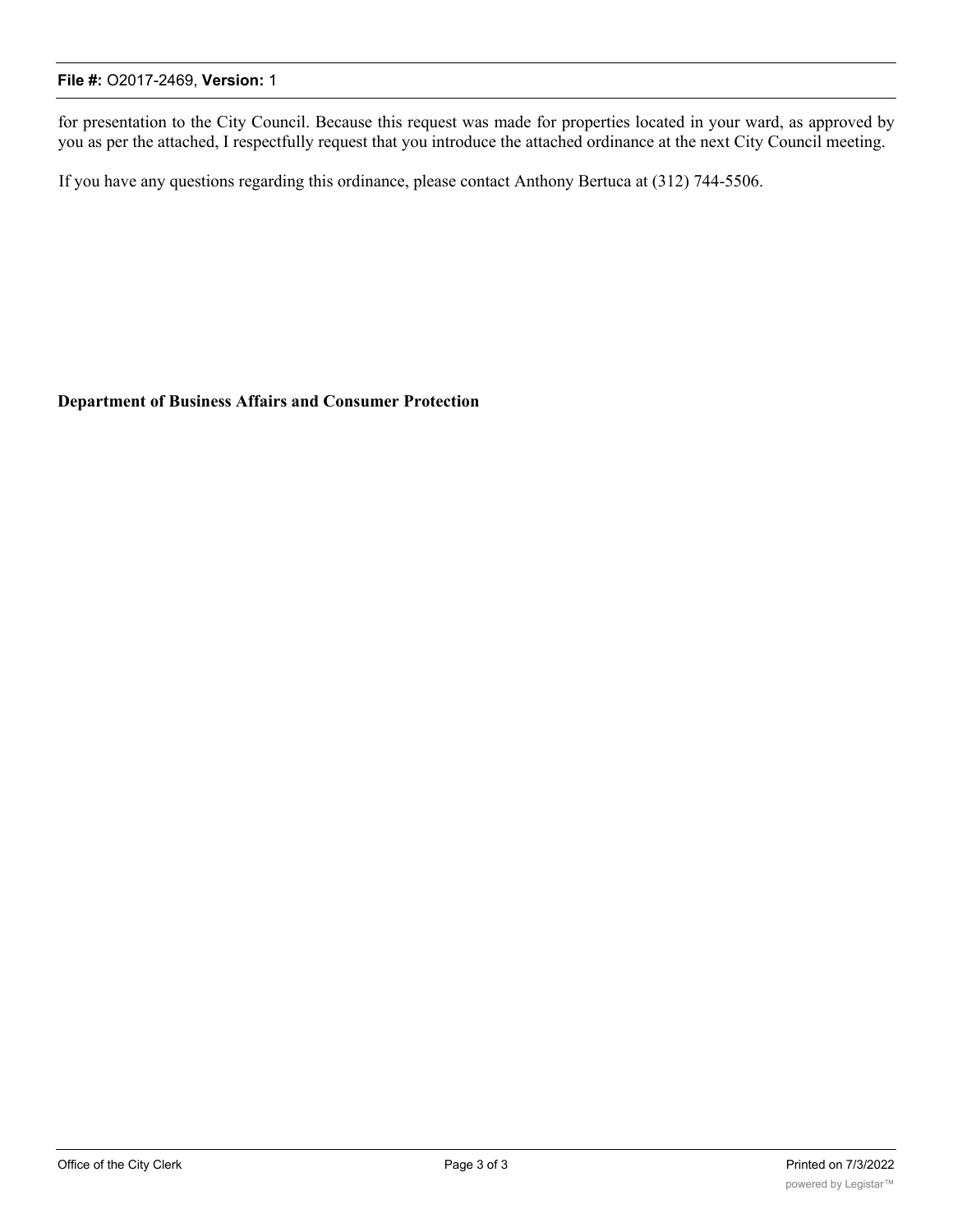for presentation to the City Council. Because this request was made for properties located in your ward, as approved by you as per the attached, I respectfully request that you introduce the attached ordinance at the next City Council meeting.

If you have any questions regarding this ordinance, please contact Anthony Bertuca at (312) 744-5506.

**Department of Business Affairs and Consumer Protection**